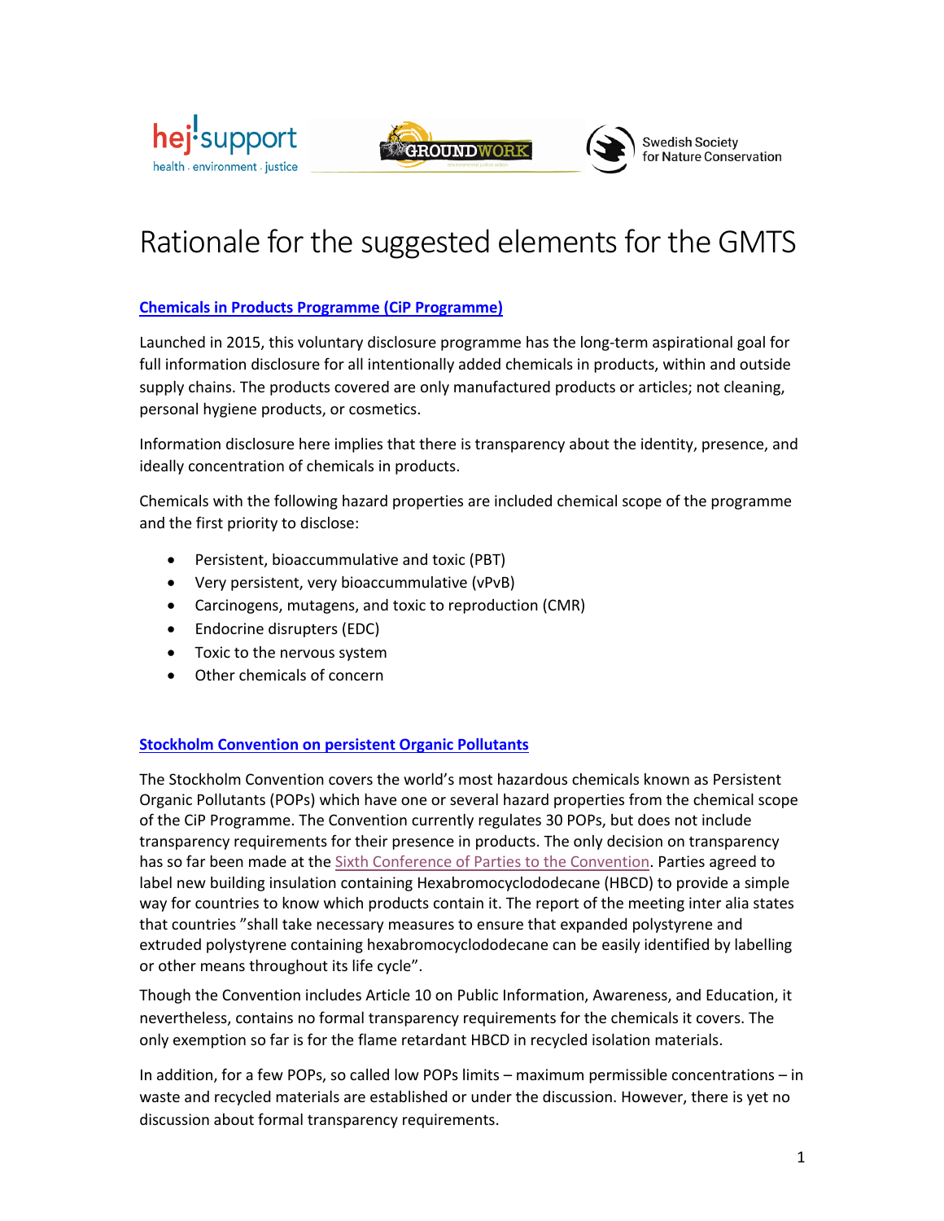# Rationale for the suggested elements for the GMTS

## Chemicals in Products Programme (CiP Programme)

Launched in 2015, this voluntary disclosure programme has the long-term aspirational goal for full information disclosure for all intentionally added chemicals in products, within and outside supply chains. The products covered are only manufactured products or articles; not cleaning, personal hygiene products, or cosmetics.

Information disclosure here implies that there is transparency about the identity, presence, and ideally concentration of chemicals in products.

Chemicals with the following hazard properties are included chemical scope of the programme and the first priority to disclose:

- Persistent, bioaccummulative and toxic (PBT)
- Very persistent, very bioaccummulative (vPvB)
- Carcinogens, mutagens, and toxic to reproduction (CMR)
- Endocrine disrupters (EDC)
- Toxic to the nervous system
- Other chemicals of concern

## Stockholm Convention on persistent Organic Pollutants

The Stockholm Convention covers the world's most hazardous chemicals known as Persistent Organic Pollutants (POPs) which have one or several hazard properties from the chemical scope of the CiP Programme. The Convention currently regulates 30 POPs, but does not include transparency requirements for their presence in products. The only decision on transparency has so far been made at the Sixth Conference of Parties to the Convention. Parties agreed to label new building insulation containing Hexabromocyclododecane (HBCD) to provide a simple way for countries to know which products contain it. The report of the meeting inter alia states that countries "shall take necessary measures to ensure that expanded polystyrene and extruded polystyrene containing hexabromocyclododecane can be easily identified by labelling or other means throughout its life cycle".

Though the Convention includes Article 10 on Public Information, Awareness, and Education, it nevertheless, contains no formal transparency requirements for the chemicals it covers. The only exemption so far is for the flame retardant HBCD in recycled isolation materials.

In addition, for a few POPs, so called low POPs limits – maximum permissible concentrations – in waste and recycled materials are established or under the discussion. However, there is yet no discussion about formal transparency requirements.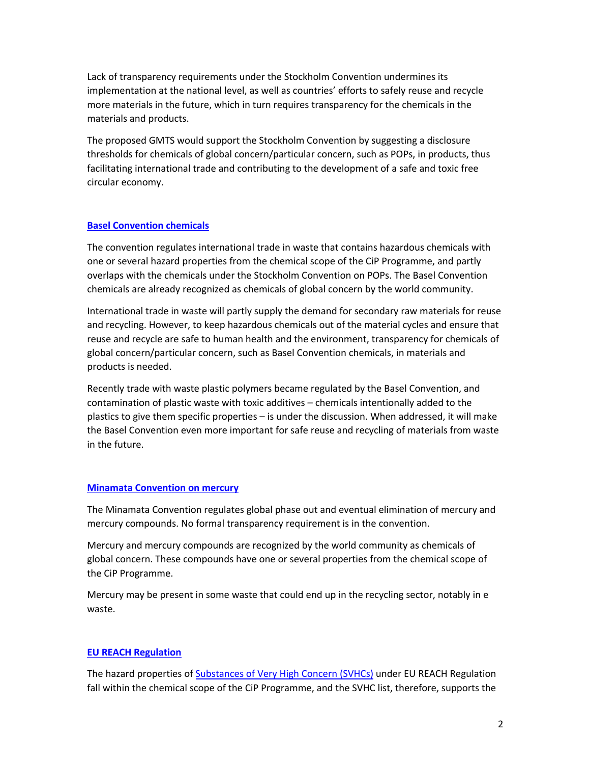Lack of transparency requirements under the Stockholm Convention undermines its implementation at the national level, as well as countries' efforts to safely reuse and recycle more materials in the future, which in turn requires transparency for the chemicals in the materials and products.

The proposed GMTS would support the Stockholm Convention by suggesting a disclosure thresholds for chemicals of global concern/particular concern, such as POPs, in products, thus facilitating international trade and contributing to the development of a safe and toxic free circular economy.

## Basel Convention chemicals

The convention regulates international trade in waste that contains hazardous chemicals with one or several hazard properties from the chemical scope of the CiP Programme, and partly overlaps with the chemicals under the Stockholm Convention on POPs. The Basel Convention chemicals are already recognized as chemicals of global concern by the world community.

International trade in waste will partly supply the demand for secondary raw materials for reuse and recycling. However, to keep hazardous chemicals out of the material cycles and ensure that reuse and recycle are safe to human health and the environment, transparency for chemicals of global concern/particular concern, such as Basel Convention chemicals, in materials and products is needed.

Recently trade with waste plastic polymers became regulated by the Basel Convention, and contamination of plastic waste with toxic additives – chemicals intentionally added to the plastics to give them specific properties – is under the discussion. When addressed, it will make the Basel Convention even more important for safe reuse and recycling of materials from waste in the future.

## Minamata Convention on mercury

The Minamata Convention regulates global phase out and eventual elimination of mercury and mercury compounds. No formal transparency requirement is in the convention.

Mercury and mercury compounds are recognized by the world community as chemicals of global concern. These compounds have one or several properties from the chemical scope of the CiP Programme.

Mercury may be present in some waste that could end up in the recycling sector, notably in e waste.

## EU REACH Regulation

The hazard properties of Substances of Very High Concern (SVHCs) under EU REACH Regulation fall within the chemical scope of the CiP Programme, and the SVHC list, therefore, supports the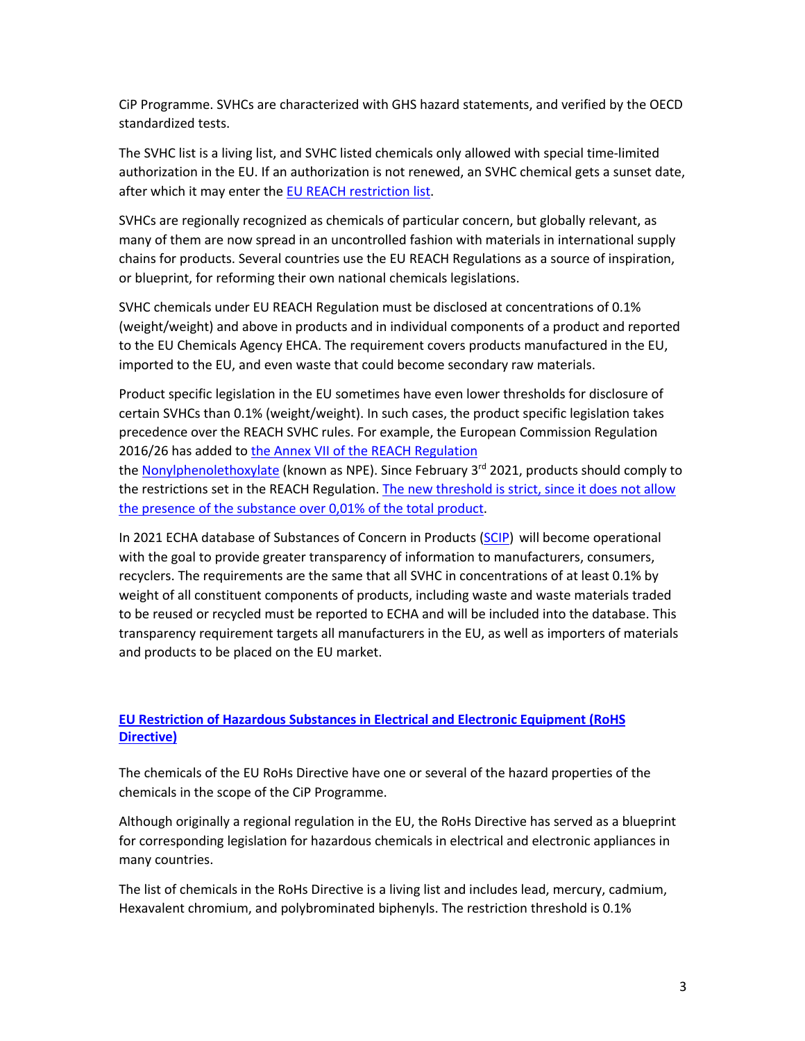CiP Programme. SVHCs are characterized with GHS hazard statements, and verified by the OECD standardized tests.

The SVHC list is a living list, and SVHC listed chemicals only allowed with special time-limited authorization in the EU. If an authorization is not renewed, an SVHC chemical gets a sunset date, after which it may enter the EU REACH restriction list.

SVHCs are regionally recognized as chemicals of particular concern, but globally relevant, as many of them are now spread in an uncontrolled fashion with materials in international supply chains for products. Several countries use the EU REACH Regulations as a source of inspiration, or blueprint, for reforming their own national chemicals legislations.

SVHC chemicals under EU REACH Regulation must be disclosed at concentrations of 0.1% (weight/weight) and above in products and in individual components of a product and reported to the EU Chemicals Agency EHCA. The requirement covers products manufactured in the EU, imported to the EU, and even waste that could become secondary raw materials.

Product specific legislation in the EU sometimes have even lower thresholds for disclosure of certain SVHCs than 0.1% (weight/weight). In such cases, the product specific legislation takes precedence over the REACH SVHC rules. For example, the European Commission Regulation 2016/26 has added to the Annex VII of the REACH Regulation the Nonylphenolethoxylate (known as NPE). Since February 3rd 2021, products should comply to the restrictions set in the REACH Regulation. The new threshold is strict, since it does not allow the presence of the substance over 0,01% of the total product.

In 2021 ECHA database of Substances of Concern in Products (SCIP) will become operational with the goal to provide greater transparency of information to manufacturers, consumers, recyclers. The requirements are the same that all SVHC in concentrations of at least 0.1% by weight of all constituent components of products, including waste and waste materials traded to be reused or recycled must be reported to ECHA and will be included into the database. This transparency requirement targets all manufacturers in the EU, as well as importers of materials and products to be placed on the EU market.

## EU Restriction of Hazardous Substances in Electrical and Electronic Equipment (RoHS Directive)

The chemicals of the EU RoHs Directive have one or several of the hazard properties of the chemicals in the scope of the CiP Programme.

Although originally a regional regulation in the EU, the RoHs Directive has served as a blueprint for corresponding legislation for hazardous chemicals in electrical and electronic appliances in many countries.

The list of chemicals in the RoHs Directive is a living list and includes lead, mercury, cadmium, Hexavalent chromium, and polybrominated biphenyls. The restriction threshold is 0.1%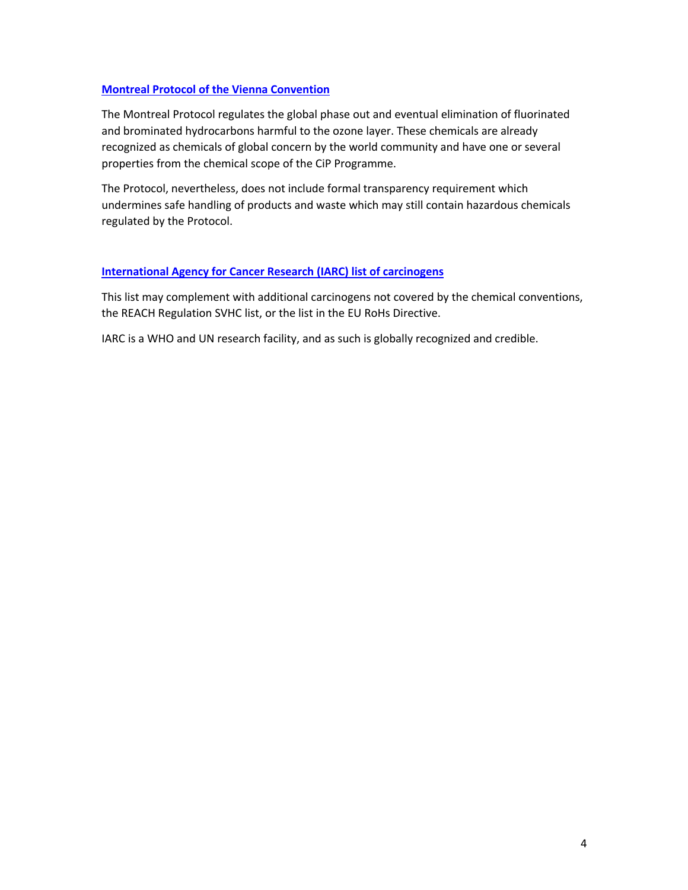### Montreal Protocol of the Vienna Convention

The Montreal Protocol regulates the global phase out and eventual elimination of fluorinated and brominated hydrocarbons harmful to the ozone layer. These chemicals are already recognized as chemicals of global concern by the world community and have one or several properties from the chemical scope of the CiP Programme.

The Protocol, nevertheless, does not include formal transparency requirement which undermines safe handling of products and waste which may still contain hazardous chemicals regulated by the Protocol.

### International Agency for Cancer Research (IARC) list of carcinogens

This list may complement with additional carcinogens not covered by the chemical conventions, the REACH Regulation SVHC list, or the list in the EU RoHs Directive.

IARC is a WHO and UN research facility, and as such is globally recognized and credible.